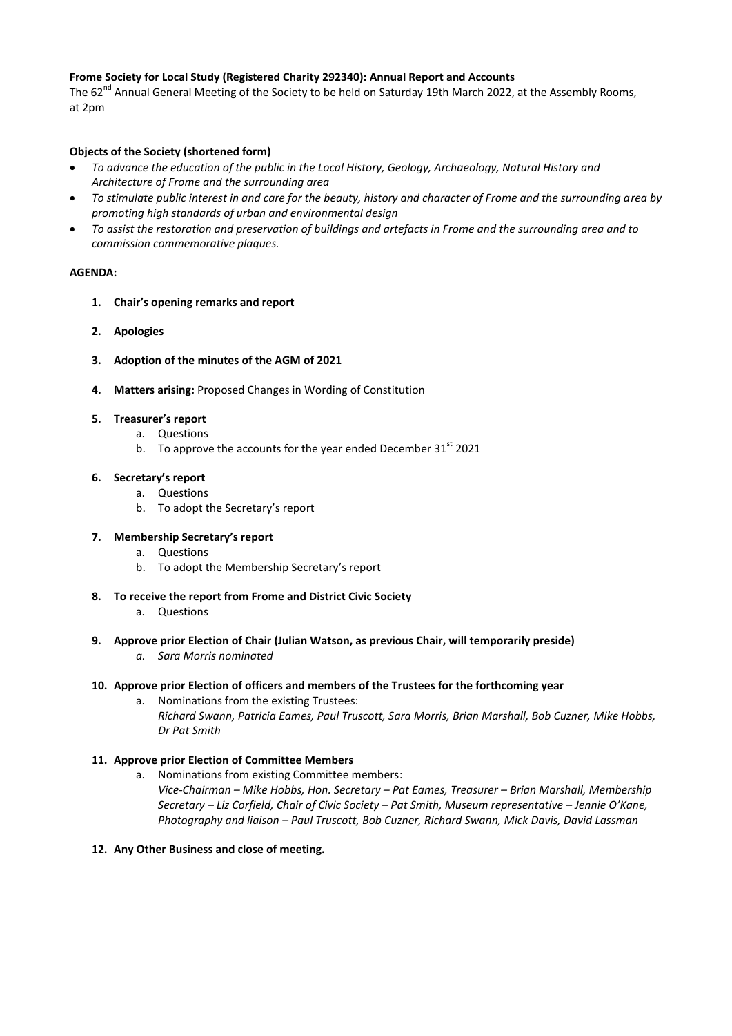**Frome Society for Local Study (Registered Charity 292340): Annual Report and Accounts**

The 62nd Annual General Meeting of the Society to be held on Saturday 19th March 2022, at the Assembly Rooms, at 2pm

**Objects of the Society (shortened form)**

- *To advance the education of the public in the Local History, Geology, Archaeology, Natural History and Architecture of Frome and the surrounding area*
- *To stimulate public interest in and care for the beauty, history and character of Frome and the surrounding area by promoting high standards of urban and environmental design*
- *To assist the restoration and preservation of buildings and artefacts in Frome and the surrounding area and to commission commemorative plaques.*

**AGENDA:**

1. **Chair's opening remarks and report**
2. **Apologies**
3. **Adoption of the minutes of the AGM of 2021**
4. **Matters arising:** Proposed Changes in Wording of Constitution
5. **Treasurer's report**
   a. Questions
   b. To approve the accounts for the year ended December 31st 2021
6. **Secretary's report**
   a. Questions
   b. To adopt the Secretary's report
7. **Membership Secretary's report**
   a. Questions
   b. To adopt the Membership Secretary's report
8. **To receive the report from Frome and District Civic Society**
   a. Questions
9. **Approve prior Election of Chair (Julian Watson, as previous Chair, will temporarily preside)**
   a. *Sara Morris nominated*
10. **Approve prior Election of officers and members of the Trustees for the forthcoming year**
    a. Nominations from the existing Trustees:
    *Richard Swann, Patricia Eames, Paul Truscott, Sara Morris, Brian Marshall, Bob Cuzner, Mike Hobbs, Dr Pat Smith*
11. **Approve prior Election of Committee Members**
    a. Nominations from existing Committee members:
    *Vice-Chairman – Mike Hobbs, Hon. Secretary – Pat Eames, Treasurer – Brian Marshall, Membership Secretary – Liz Corfield, Chair of Civic Society – Pat Smith, Museum representative – Jennie O'Kane, Photography and liaison – Paul Truscott, Bob Cuzner, Richard Swann, Mick Davis, David Lassman*
12. **Any Other Business and close of meeting.**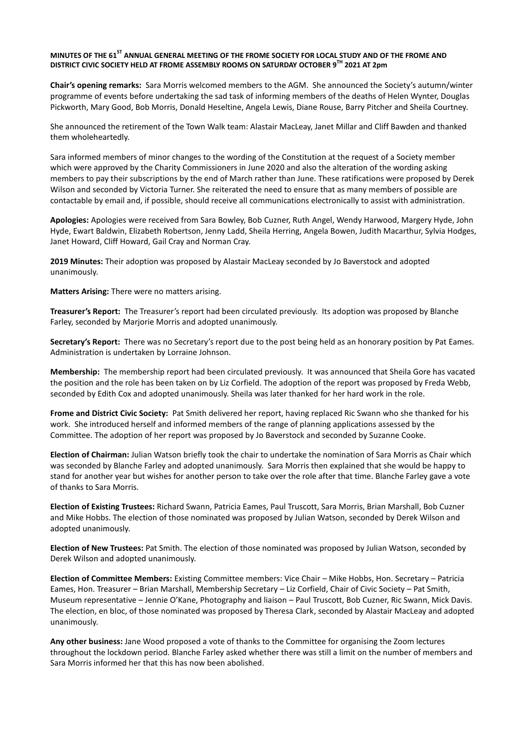**MINUTES OF THE 61ST ANNUAL GENERAL MEETING OF THE FROME SOCIETY FOR LOCAL STUDY AND OF THE FROME AND DISTRICT CIVIC SOCIETY HELD AT FROME ASSEMBLY ROOMS ON SATURDAY OCTOBER 9TH 2021 AT 2pm**

**Chair's opening remarks:** Sara Morris welcomed members to the AGM. She announced the Society's autumn/winter programme of events before undertaking the sad task of informing members of the deaths of Helen Wynter, Douglas Pickworth, Mary Good, Bob Morris, Donald Heseltine, Angela Lewis, Diane Rouse, Barry Pitcher and Sheila Courtney.

She announced the retirement of the Town Walk team: Alastair MacLeay, Janet Millar and Cliff Bawden and thanked them wholeheartedly.

Sara informed members of minor changes to the wording of the Constitution at the request of a Society member which were approved by the Charity Commissioners in June 2020 and also the alteration of the wording asking members to pay their subscriptions by the end of March rather than June. These ratifications were proposed by Derek Wilson and seconded by Victoria Turner. She reiterated the need to ensure that as many members of possible are contactable by email and, if possible, should receive all communications electronically to assist with administration.

**Apologies:** Apologies were received from Sara Bowley, Bob Cuzner, Ruth Angel, Wendy Harwood, Margery Hyde, John Hyde, Ewart Baldwin, Elizabeth Robertson, Jenny Ladd, Sheila Herring, Angela Bowen, Judith Macarthur, Sylvia Hodges, Janet Howard, Cliff Howard, Gail Cray and Norman Cray.

**2019 Minutes:** Their adoption was proposed by Alastair MacLeay seconded by Jo Baverstock and adopted unanimously.

**Matters Arising:** There were no matters arising.

**Treasurer's Report:** The Treasurer's report had been circulated previously. Its adoption was proposed by Blanche Farley, seconded by Marjorie Morris and adopted unanimously.

**Secretary's Report:** There was no Secretary's report due to the post being held as an honorary position by Pat Eames. Administration is undertaken by Lorraine Johnson.

**Membership:** The membership report had been circulated previously. It was announced that Sheila Gore has vacated the position and the role has been taken on by Liz Corfield. The adoption of the report was proposed by Freda Webb, seconded by Edith Cox and adopted unanimously. Sheila was later thanked for her hard work in the role.

**Frome and District Civic Society:** Pat Smith delivered her report, having replaced Ric Swann who she thanked for his work. She introduced herself and informed members of the range of planning applications assessed by the Committee. The adoption of her report was proposed by Jo Baverstock and seconded by Suzanne Cooke.

**Election of Chairman:** Julian Watson briefly took the chair to undertake the nomination of Sara Morris as Chair which was seconded by Blanche Farley and adopted unanimously. Sara Morris then explained that she would be happy to stand for another year but wishes for another person to take over the role after that time. Blanche Farley gave a vote of thanks to Sara Morris.

**Election of Existing Trustees:** Richard Swann, Patricia Eames, Paul Truscott, Sara Morris, Brian Marshall, Bob Cuzner and Mike Hobbs. The election of those nominated was proposed by Julian Watson, seconded by Derek Wilson and adopted unanimously.

**Election of New Trustees:** Pat Smith. The election of those nominated was proposed by Julian Watson, seconded by Derek Wilson and adopted unanimously.

**Election of Committee Members:** Existing Committee members: Vice Chair – Mike Hobbs, Hon. Secretary – Patricia Eames, Hon. Treasurer – Brian Marshall, Membership Secretary – Liz Corfield, Chair of Civic Society – Pat Smith, Museum representative – Jennie O'Kane, Photography and liaison – Paul Truscott, Bob Cuzner, Ric Swann, Mick Davis. The election, en bloc, of those nominated was proposed by Theresa Clark, seconded by Alastair MacLeay and adopted unanimously.

**Any other business:** Jane Wood proposed a vote of thanks to the Committee for organising the Zoom lectures throughout the lockdown period. Blanche Farley asked whether there was still a limit on the number of members and Sara Morris informed her that this has now been abolished.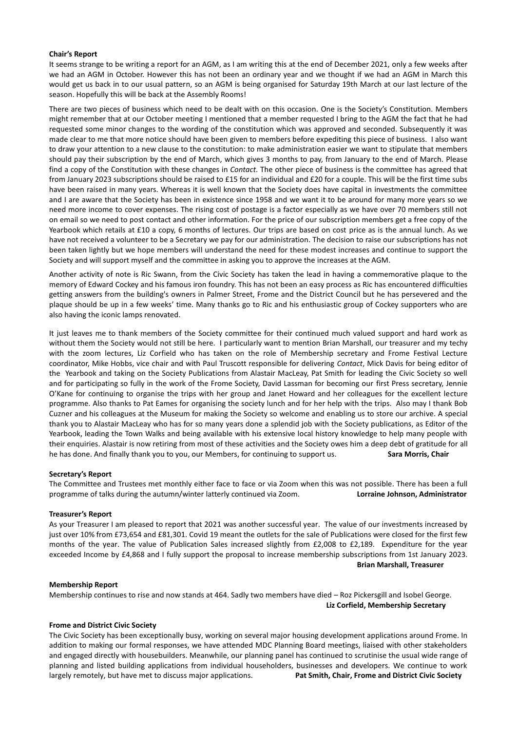**Chair's Report**

It seems strange to be writing a report for an AGM, as I am writing this at the end of December 2021, only a few weeks after we had an AGM in October. However this has not been an ordinary year and we thought if we had an AGM in March this would get us back in to our usual pattern, so an AGM is being organised for Saturday 19th March at our last lecture of the season. Hopefully this will be back at the Assembly Rooms!

There are two pieces of business which need to be dealt with on this occasion. One is the Society's Constitution. Members might remember that at our October meeting I mentioned that a member requested I bring to the AGM the fact that he had requested some minor changes to the wording of the constitution which was approved and seconded. Subsequently it was made clear to me that more notice should have been given to members before expediting this piece of business. I also want to draw your attention to a new clause to the constitution: to make administration easier we want to stipulate that members should pay their subscription by the end of March, which gives 3 months to pay, from January to the end of March. Please find a copy of the Constitution with these changes in *Contact*. The other piece of business is the committee has agreed that from January 2023 subscriptions should be raised to £15 for an individual and £20 for a couple. This will be the first time subs have been raised in many years. Whereas it is well known that the Society does have capital in investments the committee and I are aware that the Society has been in existence since 1958 and we want it to be around for many more years so we need more income to cover expenses. The rising cost of postage is a factor especially as we have over 70 members still not on email so we need to post contact and other information. For the price of our subscription members get a free copy of the Yearbook which retails at £10 a copy, 6 months of lectures. Our trips are based on cost price as is the annual lunch. As we have not received a volunteer to be a Secretary we pay for our administration. The decision to raise our subscriptions has not been taken lightly but we hope members will understand the need for these modest increases and continue to support the Society and will support myself and the committee in asking you to approve the increases at the AGM.

Another activity of note is Ric Swann, from the Civic Society has taken the lead in having a commemorative plaque to the memory of Edward Cockey and his famous iron foundry. This has not been an easy process as Ric has encountered difficulties getting answers from the building's owners in Palmer Street, Frome and the District Council but he has persevered and the plaque should be up in a few weeks' time. Many thanks go to Ric and his enthusiastic group of Cockey supporters who are also having the iconic lamps renovated.

It just leaves me to thank members of the Society committee for their continued much valued support and hard work as without them the Society would not still be here. I particularly want to mention Brian Marshall, our treasurer and my techy with the zoom lectures, Liz Corfield who has taken on the role of Membership secretary and Frome Festival Lecture coordinator, Mike Hobbs, vice chair and with Paul Truscott responsible for delivering *Contact*, Mick Davis for being editor of the Yearbook and taking on the Society Publications from Alastair MacLeay, Pat Smith for leading the Civic Society so well and for participating so fully in the work of the Frome Society, David Lassman for becoming our first Press secretary, Jennie O'Kane for continuing to organise the trips with her group and Janet Howard and her colleagues for the excellent lecture programme. Also thanks to Pat Eames for organising the society lunch and for her help with the trips. Also may I thank Bob Cuzner and his colleagues at the Museum for making the Society so welcome and enabling us to store our archive. A special thank you to Alastair MacLeay who has for so many years done a splendid job with the Society publications, as Editor of the Yearbook, leading the Town Walks and being available with his extensive local history knowledge to help many people with their enquiries. Alastair is now retiring from most of these activities and the Society owes him a deep debt of gratitude for all he has done. And finally thank you to you, our Members, for continuing to support us. **Sara Morris, Chair**

**Secretary's Report**

The Committee and Trustees met monthly either face to face or via Zoom when this was not possible. There has been a full programme of talks during the autumn/winter latterly continued via Zoom. **Lorraine Johnson, Administrator**

**Treasurer's Report**

As your Treasurer I am pleased to report that 2021 was another successful year. The value of our investments increased by just over 10% from £73,654 and £81,301. Covid 19 meant the outlets for the sale of Publications were closed for the first few months of the year. The value of Publication Sales increased slightly from £2,008 to £2,189. Expenditure for the year exceeded Income by £4,868 and I fully support the proposal to increase membership subscriptions from 1st January 2023.

**Brian Marshall, Treasurer**

**Membership Report**

Membership continues to rise and now stands at 464. Sadly two members have died – Roz Pickersgill and Isobel George.

**Liz Corfield, Membership Secretary**

**Frome and District Civic Society**

The Civic Society has been exceptionally busy, working on several major housing development applications around Frome. In addition to making our formal responses, we have attended MDC Planning Board meetings, liaised with other stakeholders and engaged directly with housebuilders. Meanwhile, our planning panel has continued to scrutinise the usual wide range of planning and listed building applications from individual householders, businesses and developers. We continue to work largely remotely, but have met to discuss major applications. **Pat Smith, Chair, Frome and District Civic Society**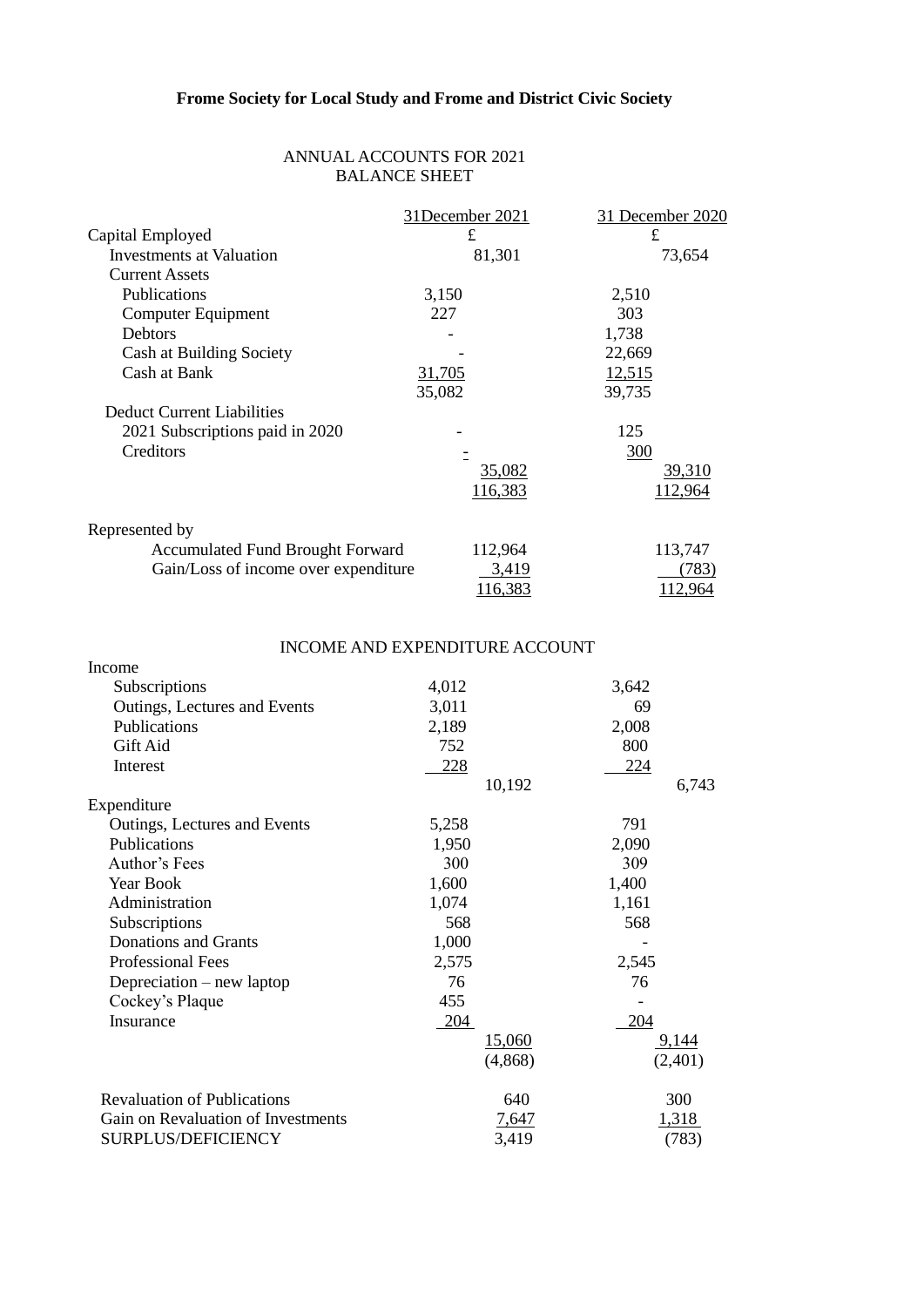**Frome Society for Local Study and Frome and District Civic Society**

ANNUAL ACCOUNTS FOR 2021

BALANCE SHEET

| | 31December 2021 | | 31 December 2020 | |
|---|---|---|---|---|
| Capital Employed | | £ | | £ |
| Investments at Valuation | | 81,301 | | 73,654 |
| Current Assets | | | | |
| Publications | 3,150 | | 2,510 | |
| Computer Equipment | 227 | | 303 | |
| Debtors | - | | 1,738 | |
| Cash at Building Society | - | | 22,669 | |
| Cash at Bank | 31,705 | | 12,515 | |
| | 35,082 | | 39,735 | |
| Deduct Current Liabilities | | | | |
| 2021 Subscriptions paid in 2020 | - | | 125 | |
| Creditors | - | | 300 | |
| | | 35,082 | | 39,310 |
| | | 116,383 | | 112,964 |
| Represented by | | | | |
| Accumulated Fund Brought Forward | | 112,964 | | 113,747 |
| Gain/Loss of income over expenditure | | 3,419 | | (783) |
| | | 116,383 | | 112,964 |

INCOME AND EXPENDITURE ACCOUNT

| | 2021 | | 2020 | |
|---|---|---|---|---|
| Income | | | | |
| Subscriptions | 4,012 | | 3,642 | |
| Outings, Lectures and Events | 3,011 | | 69 | |
| Publications | 2,189 | | 2,008 | |
| Gift Aid | 752 | | 800 | |
| Interest | 228 | | 224 | |
| | | 10,192 | | 6,743 |
| Expenditure | | | | |
| Outings, Lectures and Events | 5,258 | | 791 | |
| Publications | 1,950 | | 2,090 | |
| Author's Fees | 300 | | 309 | |
| Year Book | 1,600 | | 1,400 | |
| Administration | 1,074 | | 1,161 | |
| Subscriptions | 568 | | 568 | |
| Donations and Grants | 1,000 | | - | |
| Professional Fees | 2,575 | | 2,545 | |
| Depreciation – new laptop | 76 | | 76 | |
| Cockey's Plaque | 455 | | - | |
| Insurance | 204 | | 204 | |
| | | 15,060 | | 9,144 |
| | | (4,868) | | (2,401) |
| Revaluation of Publications | | 640 | | 300 |
| Gain on Revaluation of Investments | | 7,647 | | 1,318 |
| SURPLUS/DEFICIENCY | | 3,419 | | (783) |